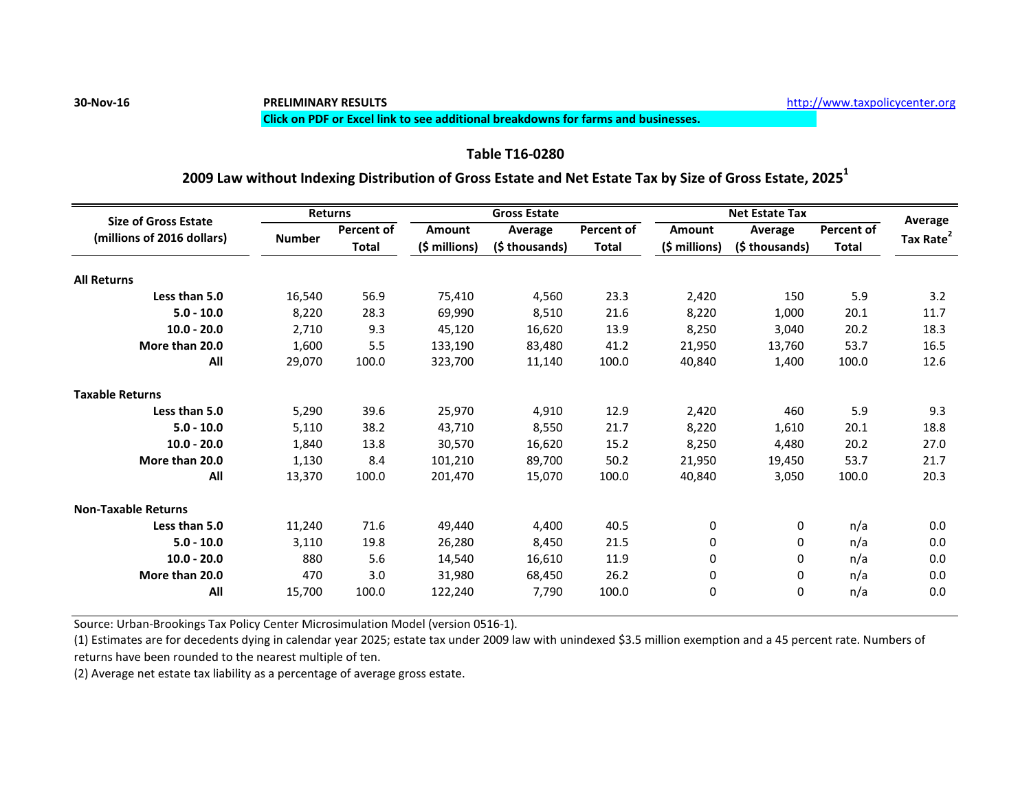30-Nov-16 **PRELIMINARY RESULTS** http://www.taxpolicycenter.org

**Click on PDF or Excel link to see additional breakdowns for farms and businesses.**

## Table T16-0280

## 2009 Law without Indexing Distribution of Gross Estate and Net Estate Tax by Size of Gross Estate, 2025[1]

| Size of Gross Estate (millions of 2016 dollars) | Returns | | Gross Estate | | | Net Estate Tax | | | Average Tax Rate[2] |
|---|---|---|---|---|---|---|---|---|---|
| | Number | Percent of Total | Amount ($ millions) | Average ($ thousands) | Percent of Total | Amount ($ millions) | Average ($ thousands) | Percent of Total | |
| **All Returns** | | | | | | | | | |
| **Less than 5.0** | 16,540 | 56.9 | 75,410 | 4,560 | 23.3 | 2,420 | 150 | 5.9 | 3.2 |
| **5.0 - 10.0** | 8,220 | 28.3 | 69,990 | 8,510 | 21.6 | 8,220 | 1,000 | 20.1 | 11.7 |
| **10.0 - 20.0** | 2,710 | 9.3 | 45,120 | 16,620 | 13.9 | 8,250 | 3,040 | 20.2 | 18.3 |
| **More than 20.0** | 1,600 | 5.5 | 133,190 | 83,480 | 41.2 | 21,950 | 13,760 | 53.7 | 16.5 |
| **All** | 29,070 | 100.0 | 323,700 | 11,140 | 100.0 | 40,840 | 1,400 | 100.0 | 12.6 |
| **Taxable Returns** | | | | | | | | | |
| **Less than 5.0** | 5,290 | 39.6 | 25,970 | 4,910 | 12.9 | 2,420 | 460 | 5.9 | 9.3 |
| **5.0 - 10.0** | 5,110 | 38.2 | 43,710 | 8,550 | 21.7 | 8,220 | 1,610 | 20.1 | 18.8 |
| **10.0 - 20.0** | 1,840 | 13.8 | 30,570 | 16,620 | 15.2 | 8,250 | 4,480 | 20.2 | 27.0 |
| **More than 20.0** | 1,130 | 8.4 | 101,210 | 89,700 | 50.2 | 21,950 | 19,450 | 53.7 | 21.7 |
| **All** | 13,370 | 100.0 | 201,470 | 15,070 | 100.0 | 40,840 | 3,050 | 100.0 | 20.3 |
| **Non-Taxable Returns** | | | | | | | | | |
| **Less than 5.0** | 11,240 | 71.6 | 49,440 | 4,400 | 40.5 | 0 | 0 | n/a | 0.0 |
| **5.0 - 10.0** | 3,110 | 19.8 | 26,280 | 8,450 | 21.5 | 0 | 0 | n/a | 0.0 |
| **10.0 - 20.0** | 880 | 5.6 | 14,540 | 16,610 | 11.9 | 0 | 0 | n/a | 0.0 |
| **More than 20.0** | 470 | 3.0 | 31,980 | 68,450 | 26.2 | 0 | 0 | n/a | 0.0 |
| **All** | 15,700 | 100.0 | 122,240 | 7,790 | 100.0 | 0 | 0 | n/a | 0.0 |

Source: Urban-Brookings Tax Policy Center Microsimulation Model (version 0516-1).

(1) Estimates are for decedents dying in calendar year 2025; estate tax under 2009 law with unindexed $3.5 million exemption and a 45 percent rate. Numbers of returns have been rounded to the nearest multiple of ten.

(2) Average net estate tax liability as a percentage of average gross estate.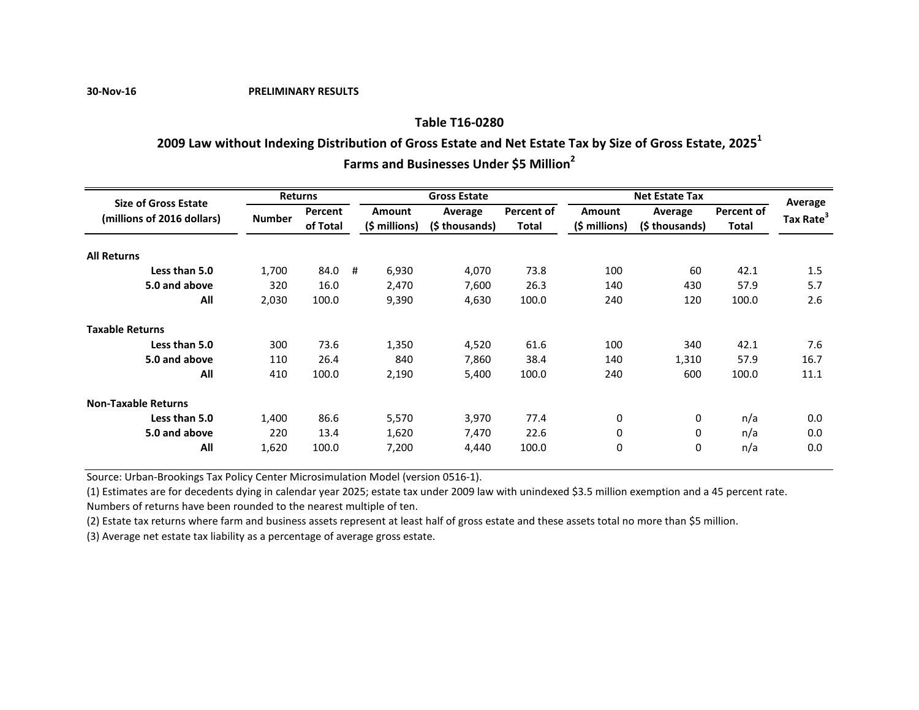30-Nov-16 PRELIMINARY RESULTS

## Table T16-0280

### 2009 Law without Indexing Distribution of Gross Estate and Net Estate Tax by Size of Gross Estate, 2025[1]

### Farms and Businesses Under $5 Million[2]

| Size of Gross Estate (millions of 2016 dollars) | Returns | | Gross Estate | | | Net Estate Tax | | | Average Tax Rate[3] |
|---|---|---|---|---|---|---|---|---|---|
| | Number | Percent of Total | Amount ($ millions) | Average ($ thousands) | Percent of Total | Amount ($ millions) | Average ($ thousands) | Percent of Total | |
| **All Returns** | | | | | | | | | |
| **Less than 5.0** | 1,700 | 84.0 # | 6,930 | 4,070 | 73.8 | 100 | 60 | 42.1 | 1.5 |
| **5.0 and above** | 320 | 16.0 | 2,470 | 7,600 | 26.3 | 140 | 430 | 57.9 | 5.7 |
| **All** | 2,030 | 100.0 | 9,390 | 4,630 | 100.0 | 240 | 120 | 100.0 | 2.6 |
| **Taxable Returns** | | | | | | | | | |
| **Less than 5.0** | 300 | 73.6 | 1,350 | 4,520 | 61.6 | 100 | 340 | 42.1 | 7.6 |
| **5.0 and above** | 110 | 26.4 | 840 | 7,860 | 38.4 | 140 | 1,310 | 57.9 | 16.7 |
| **All** | 410 | 100.0 | 2,190 | 5,400 | 100.0 | 240 | 600 | 100.0 | 11.1 |
| **Non-Taxable Returns** | | | | | | | | | |
| **Less than 5.0** | 1,400 | 86.6 | 5,570 | 3,970 | 77.4 | 0 | 0 | n/a | 0.0 |
| **5.0 and above** | 220 | 13.4 | 1,620 | 7,470 | 22.6 | 0 | 0 | n/a | 0.0 |
| **All** | 1,620 | 100.0 | 7,200 | 4,440 | 100.0 | 0 | 0 | n/a | 0.0 |

Source: Urban-Brookings Tax Policy Center Microsimulation Model (version 0516-1).

(1) Estimates are for decedents dying in calendar year 2025; estate tax under 2009 law with unindexed $3.5 million exemption and a 45 percent rate. Numbers of returns have been rounded to the nearest multiple of ten.

(2) Estate tax returns where farm and business assets represent at least half of gross estate and these assets total no more than $5 million.

(3) Average net estate tax liability as a percentage of average gross estate.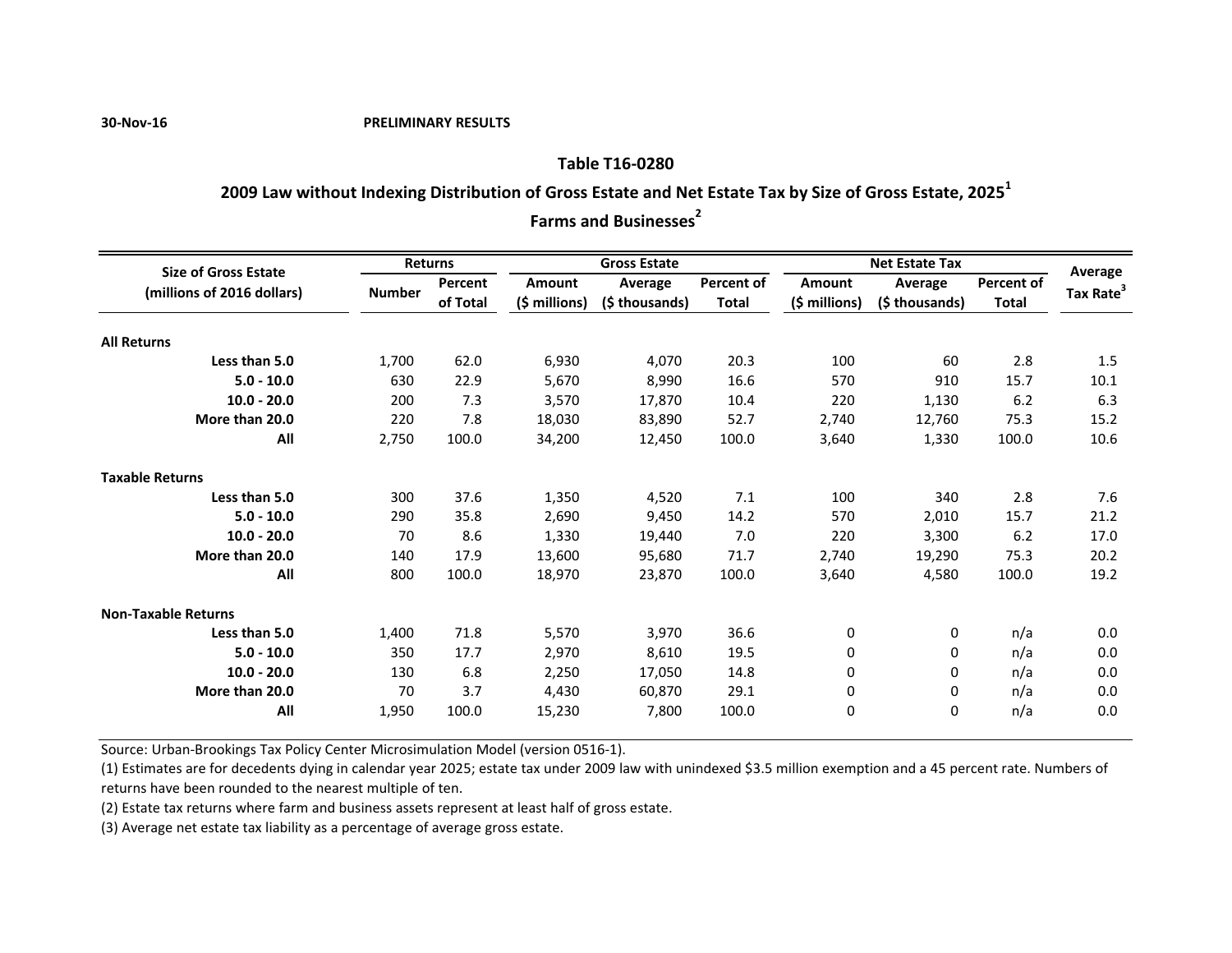30-Nov-16 PRELIMINARY RESULTS

## Table T16-0280

## 2009 Law without Indexing Distribution of Gross Estate and Net Estate Tax by Size of Gross Estate, 2025[1]

## Farms and Businesses[2]

| Size of Gross Estate (millions of 2016 dollars) | Returns | | Gross Estate | | | Net Estate Tax | | | Average Tax Rate[3] |
|---|---|---|---|---|---|---|---|---|---|
| | Number | Percent of Total | Amount ($ millions) | Average ($ thousands) | Percent of Total | Amount ($ millions) | Average ($ thousands) | Percent of Total | |
| **All Returns** | | | | | | | | | |
| **Less than 5.0** | 1,700 | 62.0 | 6,930 | 4,070 | 20.3 | 100 | 60 | 2.8 | 1.5 |
| **5.0 - 10.0** | 630 | 22.9 | 5,670 | 8,990 | 16.6 | 570 | 910 | 15.7 | 10.1 |
| **10.0 - 20.0** | 200 | 7.3 | 3,570 | 17,870 | 10.4 | 220 | 1,130 | 6.2 | 6.3 |
| **More than 20.0** | 220 | 7.8 | 18,030 | 83,890 | 52.7 | 2,740 | 12,760 | 75.3 | 15.2 |
| **All** | 2,750 | 100.0 | 34,200 | 12,450 | 100.0 | 3,640 | 1,330 | 100.0 | 10.6 |
| **Taxable Returns** | | | | | | | | | |
| **Less than 5.0** | 300 | 37.6 | 1,350 | 4,520 | 7.1 | 100 | 340 | 2.8 | 7.6 |
| **5.0 - 10.0** | 290 | 35.8 | 2,690 | 9,450 | 14.2 | 570 | 2,010 | 15.7 | 21.2 |
| **10.0 - 20.0** | 70 | 8.6 | 1,330 | 19,440 | 7.0 | 220 | 3,300 | 6.2 | 17.0 |
| **More than 20.0** | 140 | 17.9 | 13,600 | 95,680 | 71.7 | 2,740 | 19,290 | 75.3 | 20.2 |
| **All** | 800 | 100.0 | 18,970 | 23,870 | 100.0 | 3,640 | 4,580 | 100.0 | 19.2 |
| **Non-Taxable Returns** | | | | | | | | | |
| **Less than 5.0** | 1,400 | 71.8 | 5,570 | 3,970 | 36.6 | 0 | 0 | n/a | 0.0 |
| **5.0 - 10.0** | 350 | 17.7 | 2,970 | 8,610 | 19.5 | 0 | 0 | n/a | 0.0 |
| **10.0 - 20.0** | 130 | 6.8 | 2,250 | 17,050 | 14.8 | 0 | 0 | n/a | 0.0 |
| **More than 20.0** | 70 | 3.7 | 4,430 | 60,870 | 29.1 | 0 | 0 | n/a | 0.0 |
| **All** | 1,950 | 100.0 | 15,230 | 7,800 | 100.0 | 0 | 0 | n/a | 0.0 |

Source: Urban-Brookings Tax Policy Center Microsimulation Model (version 0516-1).

(1) Estimates are for decedents dying in calendar year 2025; estate tax under 2009 law with unindexed $3.5 million exemption and a 45 percent rate. Numbers of returns have been rounded to the nearest multiple of ten.

(2) Estate tax returns where farm and business assets represent at least half of gross estate.

(3) Average net estate tax liability as a percentage of average gross estate.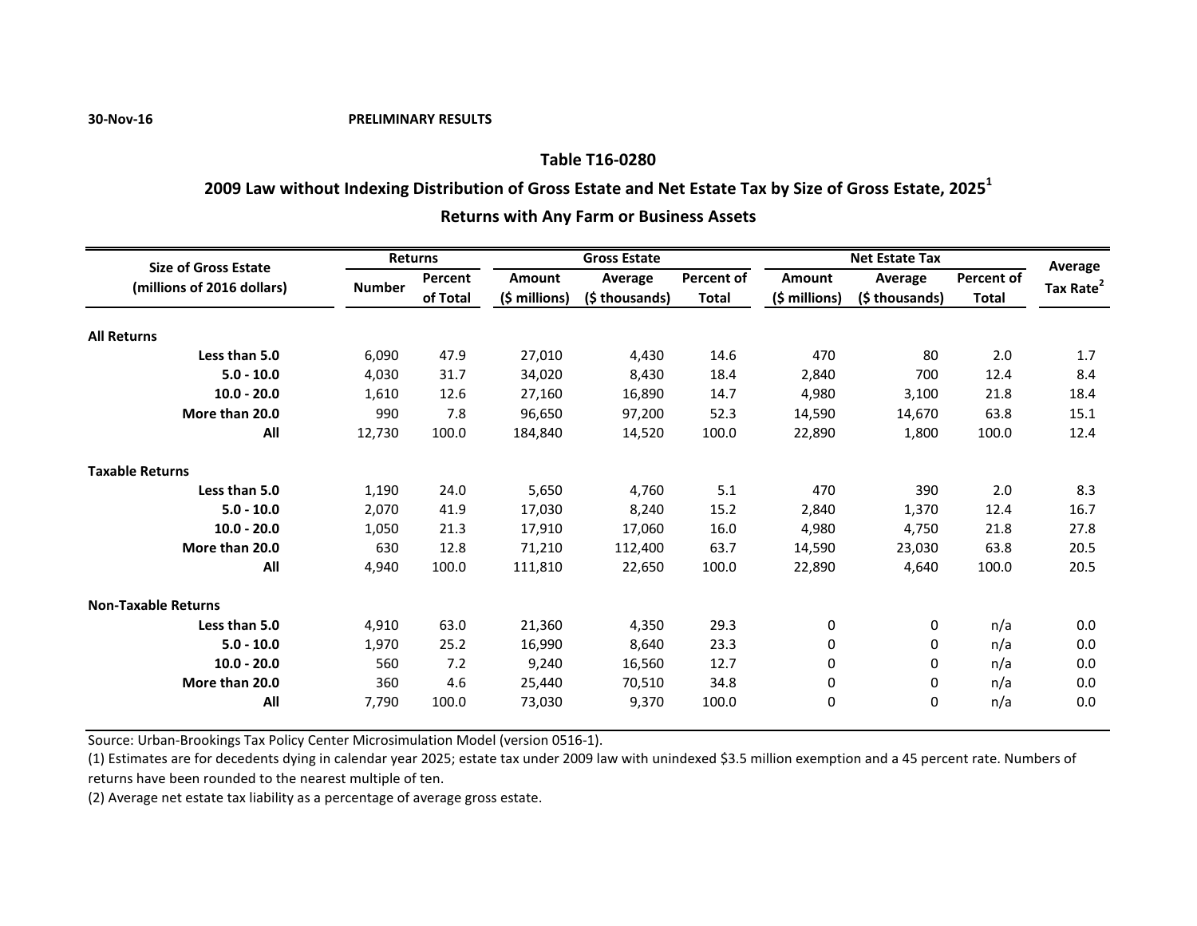30-Nov-16 **PRELIMINARY RESULTS**

## Table T16-0280

## 2009 Law without Indexing Distribution of Gross Estate and Net Estate Tax by Size of Gross Estate, 2025[1]

### Returns with Any Farm or Business Assets

| Size of Gross Estate (millions of 2016 dollars) | Returns | | Gross Estate | | | Net Estate Tax | | | Average Tax Rate[2] |
|---|---|---|---|---|---|---|---|---|---|
| | Number | Percent of Total | Amount ($ millions) | Average ($ thousands) | Percent of Total | Amount ($ millions) | Average ($ thousands) | Percent of Total | |
| **All Returns** | | | | | | | | | |
| **Less than 5.0** | 6,090 | 47.9 | 27,010 | 4,430 | 14.6 | 470 | 80 | 2.0 | 1.7 |
| **5.0 - 10.0** | 4,030 | 31.7 | 34,020 | 8,430 | 18.4 | 2,840 | 700 | 12.4 | 8.4 |
| **10.0 - 20.0** | 1,610 | 12.6 | 27,160 | 16,890 | 14.7 | 4,980 | 3,100 | 21.8 | 18.4 |
| **More than 20.0** | 990 | 7.8 | 96,650 | 97,200 | 52.3 | 14,590 | 14,670 | 63.8 | 15.1 |
| **All** | 12,730 | 100.0 | 184,840 | 14,520 | 100.0 | 22,890 | 1,800 | 100.0 | 12.4 |
| **Taxable Returns** | | | | | | | | | |
| **Less than 5.0** | 1,190 | 24.0 | 5,650 | 4,760 | 5.1 | 470 | 390 | 2.0 | 8.3 |
| **5.0 - 10.0** | 2,070 | 41.9 | 17,030 | 8,240 | 15.2 | 2,840 | 1,370 | 12.4 | 16.7 |
| **10.0 - 20.0** | 1,050 | 21.3 | 17,910 | 17,060 | 16.0 | 4,980 | 4,750 | 21.8 | 27.8 |
| **More than 20.0** | 630 | 12.8 | 71,210 | 112,400 | 63.7 | 14,590 | 23,030 | 63.8 | 20.5 |
| **All** | 4,940 | 100.0 | 111,810 | 22,650 | 100.0 | 22,890 | 4,640 | 100.0 | 20.5 |
| **Non-Taxable Returns** | | | | | | | | | |
| **Less than 5.0** | 4,910 | 63.0 | 21,360 | 4,350 | 29.3 | 0 | 0 | n/a | 0.0 |
| **5.0 - 10.0** | 1,970 | 25.2 | 16,990 | 8,640 | 23.3 | 0 | 0 | n/a | 0.0 |
| **10.0 - 20.0** | 560 | 7.2 | 9,240 | 16,560 | 12.7 | 0 | 0 | n/a | 0.0 |
| **More than 20.0** | 360 | 4.6 | 25,440 | 70,510 | 34.8 | 0 | 0 | n/a | 0.0 |
| **All** | 7,790 | 100.0 | 73,030 | 9,370 | 100.0 | 0 | 0 | n/a | 0.0 |

Source: Urban-Brookings Tax Policy Center Microsimulation Model (version 0516-1).

(1) Estimates are for decedents dying in calendar year 2025; estate tax under 2009 law with unindexed $3.5 million exemption and a 45 percent rate. Numbers of returns have been rounded to the nearest multiple of ten.

(2) Average net estate tax liability as a percentage of average gross estate.